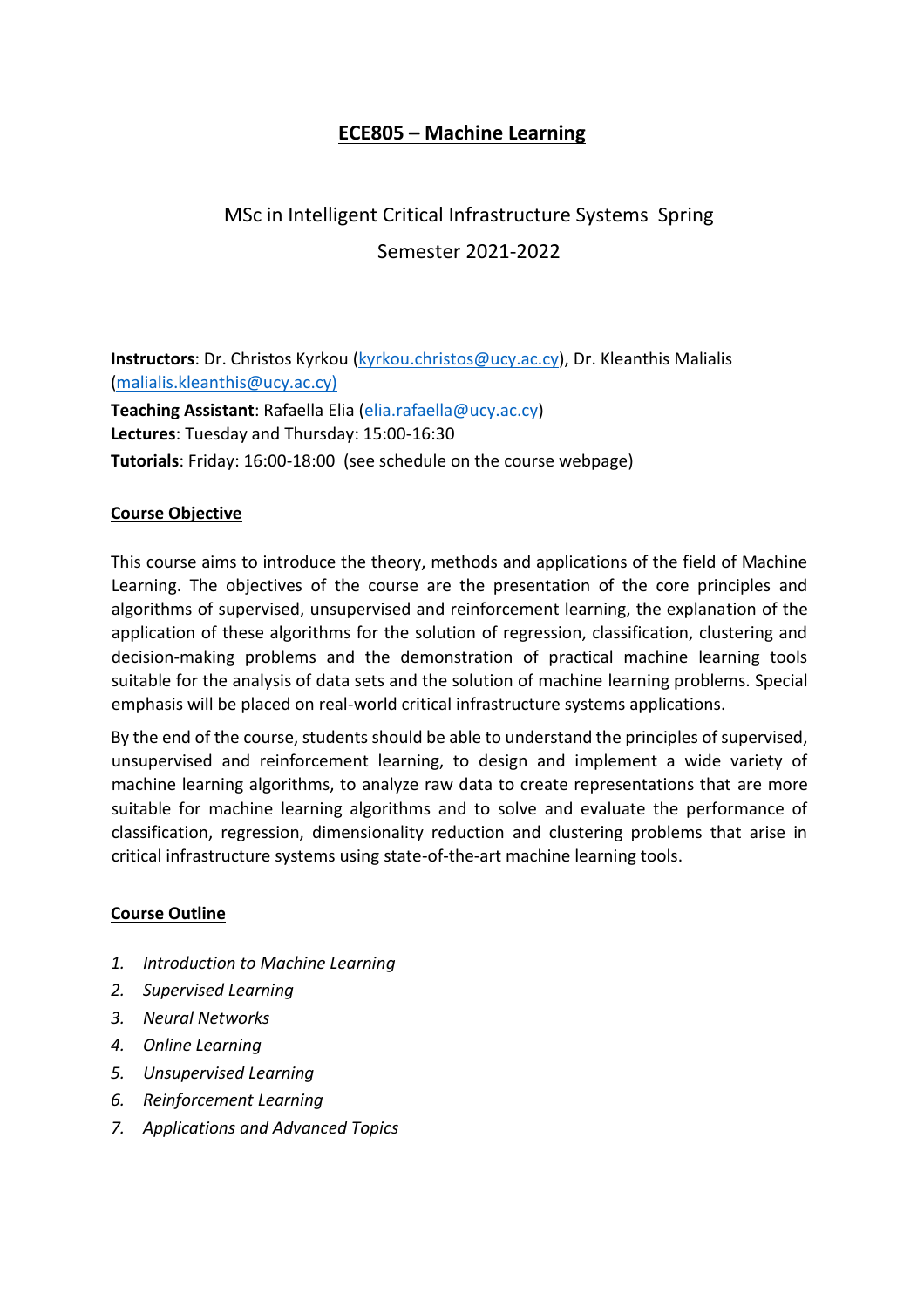# ECE805 – Machine Learning

MSc in Intelligent Critical Infrastructure Systems Spring Semester 2021-2022

**Instructors**: Dr. Christos Kyrkou (kyrkou.christos@ucy.ac.cy), Dr. Kleanthis Malialis (malialis.kleanthis@ucy.ac.cy)
**Teaching Assistant**: Rafaella Elia (elia.rafaella@ucy.ac.cy)
**Lectures**: Tuesday and Thursday: 15:00-16:30
**Tutorials**: Friday: 16:00-18:00 (see schedule on the course webpage)

## Course Objective

This course aims to introduce the theory, methods and applications of the field of Machine Learning. The objectives of the course are the presentation of the core principles and algorithms of supervised, unsupervised and reinforcement learning, the explanation of the application of these algorithms for the solution of regression, classification, clustering and decision-making problems and the demonstration of practical machine learning tools suitable for the analysis of data sets and the solution of machine learning problems. Special emphasis will be placed on real-world critical infrastructure systems applications.

By the end of the course, students should be able to understand the principles of supervised, unsupervised and reinforcement learning, to design and implement a wide variety of machine learning algorithms, to analyze raw data to create representations that are more suitable for machine learning algorithms and to solve and evaluate the performance of classification, regression, dimensionality reduction and clustering problems that arise in critical infrastructure systems using state-of-the-art machine learning tools.

## Course Outline

1. *Introduction to Machine Learning*
2. *Supervised Learning*
3. *Neural Networks*
4. *Online Learning*
5. *Unsupervised Learning*
6. *Reinforcement Learning*
7. *Applications and Advanced Topics*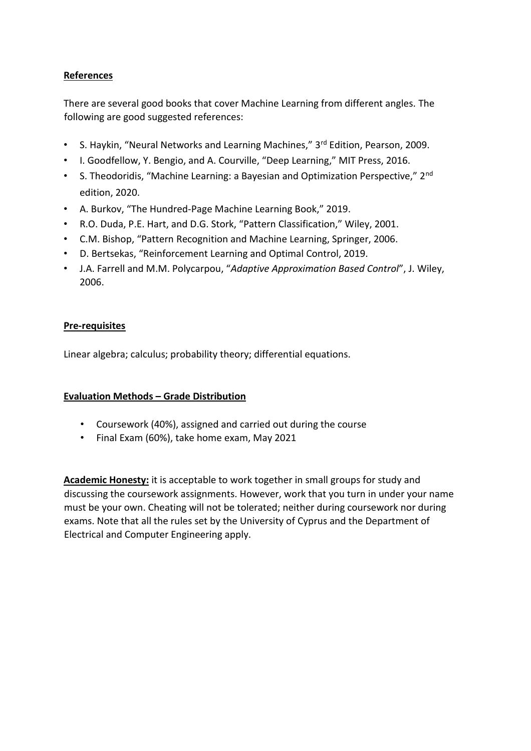## References

There are several good books that cover Machine Learning from different angles. The following are good suggested references:

- S. Haykin, "Neural Networks and Learning Machines," 3rd Edition, Pearson, 2009.
- I. Goodfellow, Y. Bengio, and A. Courville, "Deep Learning," MIT Press, 2016.
- S. Theodoridis, "Machine Learning: a Bayesian and Optimization Perspective," 2nd edition, 2020.
- A. Burkov, "The Hundred-Page Machine Learning Book," 2019.
- R.O. Duda, P.E. Hart, and D.G. Stork, "Pattern Classification," Wiley, 2001.
- C.M. Bishop, "Pattern Recognition and Machine Learning, Springer, 2006.
- D. Bertsekas, "Reinforcement Learning and Optimal Control, 2019.
- J.A. Farrell and M.M. Polycarpou, "*Adaptive Approximation Based Control*", J. Wiley, 2006.

## Pre-requisites

Linear algebra; calculus; probability theory; differential equations.

## Evaluation Methods – Grade Distribution

- Coursework (40%), assigned and carried out during the course
- Final Exam (60%), take home exam, May 2021

**Academic Honesty:** it is acceptable to work together in small groups for study and discussing the coursework assignments. However, work that you turn in under your name must be your own. Cheating will not be tolerated; neither during coursework nor during exams. Note that all the rules set by the University of Cyprus and the Department of Electrical and Computer Engineering apply.